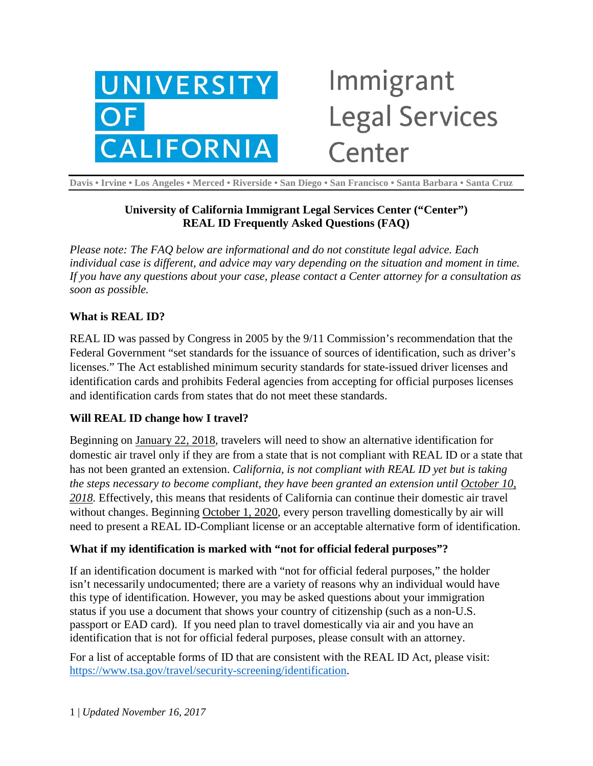# UNIVERSITY OF CALIFORNIA Immigrant Legal Services Center

**Davis • Irvine • Los Angeles • Merced • Riverside • San Diego • San Francisco • Santa Barbara • Santa Cruz**

## University of California Immigrant Legal Services Center ("Center") REAL ID Frequently Asked Questions (FAQ)

*Please note: The FAQ below are informational and do not constitute legal advice. Each individual case is different, and advice may vary depending on the situation and moment in time. If you have any questions about your case, please contact a Center attorney for a consultation as soon as possible.*

### What is REAL ID?

REAL ID was passed by Congress in 2005 by the 9/11 Commission's recommendation that the Federal Government "set standards for the issuance of sources of identification, such as driver's licenses." The Act established minimum security standards for state-issued driver licenses and identification cards and prohibits Federal agencies from accepting for official purposes licenses and identification cards from states that do not meet these standards.

### Will REAL ID change how I travel?

Beginning on January 22, 2018, travelers will need to show an alternative identification for domestic air travel only if they are from a state that is not compliant with REAL ID or a state that has not been granted an extension. *California, is not compliant with REAL ID yet but is taking the steps necessary to become compliant, they have been granted an extension until October 10, 2018.* Effectively, this means that residents of California can continue their domestic air travel without changes. Beginning October 1, 2020, every person travelling domestically by air will need to present a REAL ID-Compliant license or an acceptable alternative form of identification.

### What if my identification is marked with "not for official federal purposes"?

If an identification document is marked with "not for official federal purposes," the holder isn't necessarily undocumented; there are a variety of reasons why an individual would have this type of identification. However, you may be asked questions about your immigration status if you use a document that shows your country of citizenship (such as a non-U.S. passport or EAD card). If you need plan to travel domestically via air and you have an identification that is not for official federal purposes, please consult with an attorney.

For a list of acceptable forms of ID that are consistent with the REAL ID Act, please visit: https://www.tsa.gov/travel/security-screening/identification.

*Updated November 16, 2017*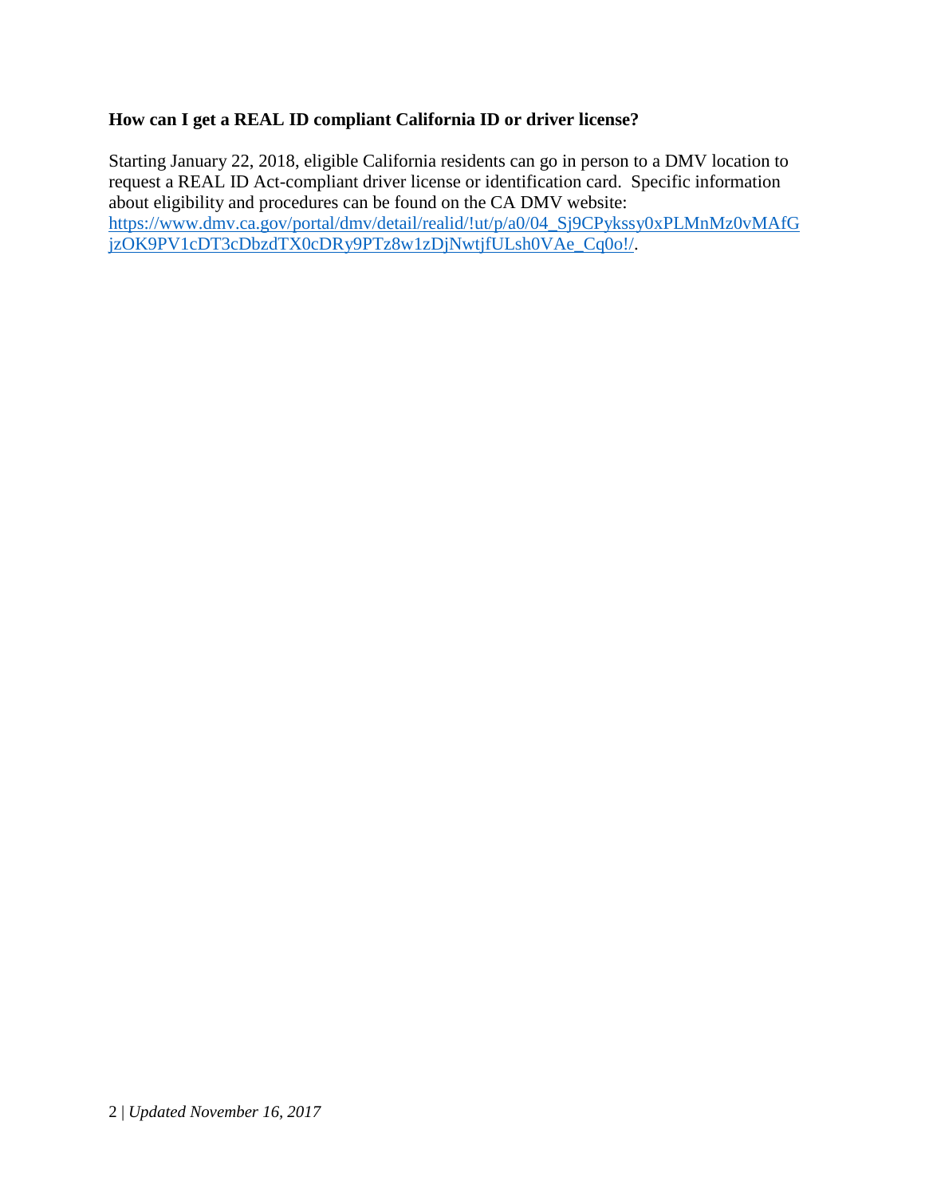**How can I get a REAL ID compliant California ID or driver license?**

Starting January 22, 2018, eligible California residents can go in person to a DMV location to request a REAL ID Act-compliant driver license or identification card. Specific information about eligibility and procedures can be found on the CA DMV website: https://www.dmv.ca.gov/portal/dmv/detail/realid/!ut/p/a0/04_Sj9CPykssy0xPLMnMz0vMAfGjzOK9PV1cDT3cDbzdTX0cDRy9PTz8w1zDjNwtjfULsh0VAe_Cq0o!/.

*Updated November 16, 2017*